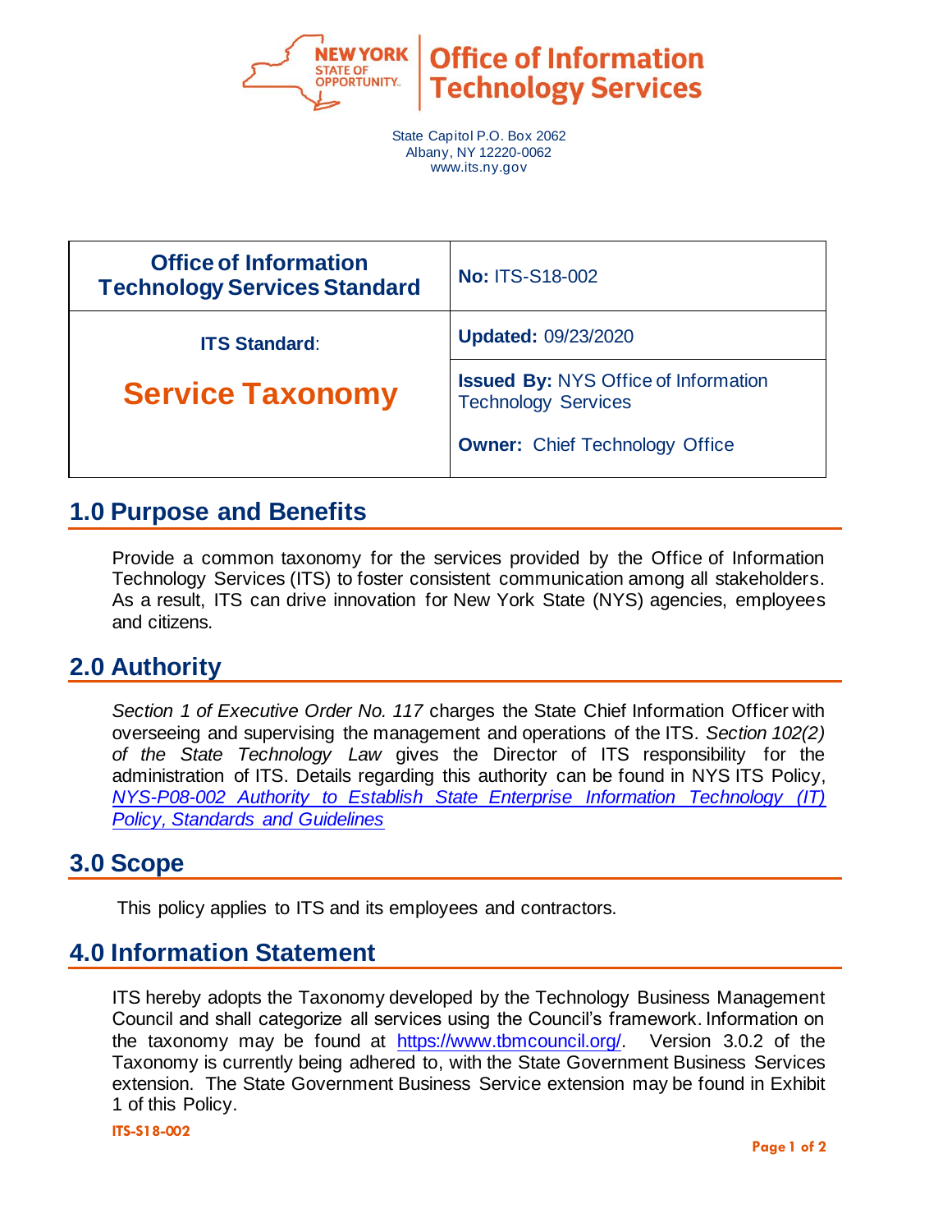Office of Information Technology Services

State Capitol P.O. Box 2062
Albany, NY 12220-0062
www.its.ny.gov

| Office of Information Technology Services Standard | **No:** ITS-S18-002 |
|---|---|
| **ITS Standard**: | **Updated:** 09/23/2020 |
| **Service Taxonomy** | **Issued By:** NYS Office of Information Technology Services<br><br>**Owner:** Chief Technology Office |

## 1.0 Purpose and Benefits

Provide a common taxonomy for the services provided by the Office of Information Technology Services (ITS) to foster consistent communication among all stakeholders. As a result, ITS can drive innovation for New York State (NYS) agencies, employees and citizens.

## 2.0 Authority

*Section 1 of Executive Order No. 117* charges the State Chief Information Officer with overseeing and supervising the management and operations of the ITS. *Section 102(2) of the State Technology Law* gives the Director of ITS responsibility for the administration of ITS. Details regarding this authority can be found in NYS ITS Policy, *NYS-P08-002 Authority to Establish State Enterprise Information Technology (IT) Policy, Standards and Guidelines*

## 3.0 Scope

This policy applies to ITS and its employees and contractors.

## 4.0 Information Statement

ITS hereby adopts the Taxonomy developed by the Technology Business Management Council and shall categorize all services using the Council's framework. Information on the taxonomy may be found at https://www.tbmcouncil.org/. Version 3.0.2 of the Taxonomy is currently being adhered to, with the State Government Business Services extension. The State Government Business Service extension may be found in Exhibit 1 of this Policy.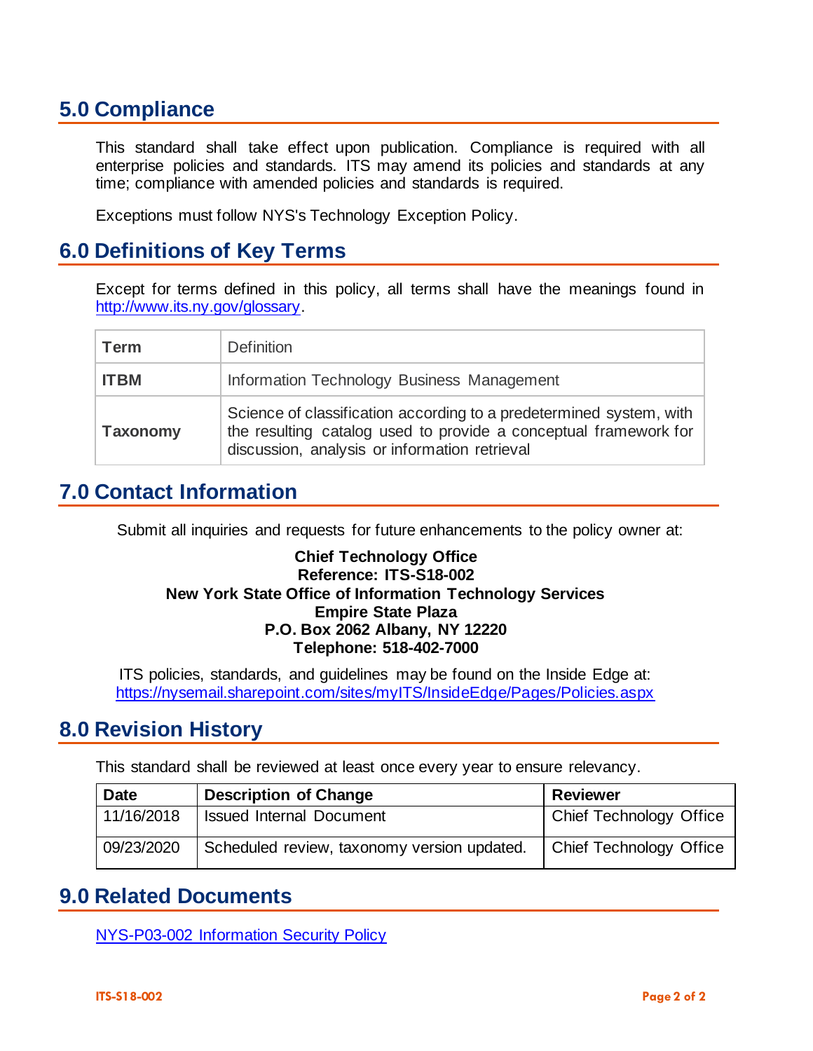## 5.0 Compliance

This standard shall take effect upon publication. Compliance is required with all enterprise policies and standards. ITS may amend its policies and standards at any time; compliance with amended policies and standards is required.

Exceptions must follow NYS's Technology Exception Policy.

## 6.0 Definitions of Key Terms

Except for terms defined in this policy, all terms shall have the meanings found in http://www.its.ny.gov/glossary.

| Term | Definition |
|---|---|
| **ITBM** | Information Technology Business Management |
| **Taxonomy** | Science of classification according to a predetermined system, with the resulting catalog used to provide a conceptual framework for discussion, analysis or information retrieval |

## 7.0 Contact Information

Submit all inquiries and requests for future enhancements to the policy owner at:

**Chief Technology Office**
**Reference: ITS-S18-002**
**New York State Office of Information Technology Services**
**Empire State Plaza**
**P.O. Box 2062 Albany, NY 12220**
**Telephone: 518-402-7000**

ITS policies, standards, and guidelines may be found on the Inside Edge at:
https://nysemail.sharepoint.com/sites/myITS/InsideEdge/Pages/Policies.aspx

## 8.0 Revision History

This standard shall be reviewed at least once every year to ensure relevancy.

| Date | Description of Change | Reviewer |
|---|---|---|
| 11/16/2018 | Issued Internal Document | Chief Technology Office |
| 09/23/2020 | Scheduled review, taxonomy version updated. | Chief Technology Office |

## 9.0 Related Documents

NYS-P03-002 Information Security Policy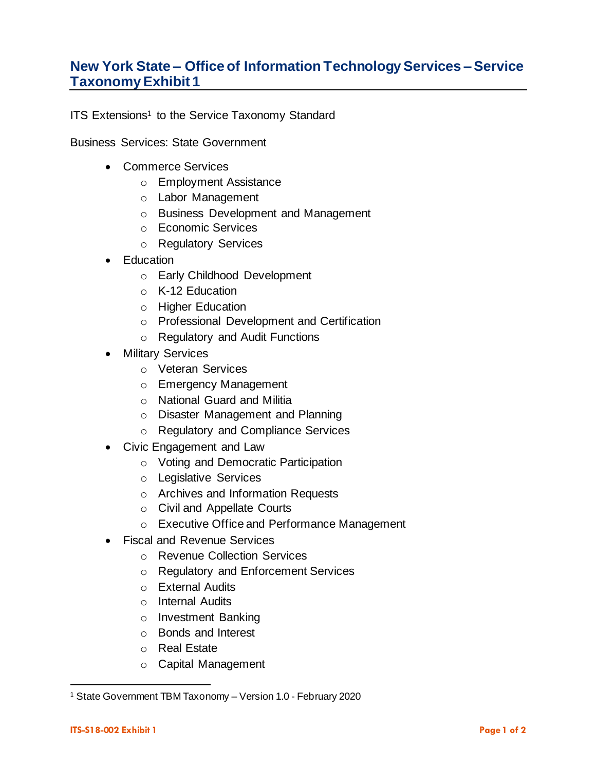# New York State – Office of Information Technology Services – Service Taxonomy Exhibit 1

ITS Extensions[1] to the Service Taxonomy Standard

Business Services: State Government

- Commerce Services
  - Employment Assistance
  - Labor Management
  - Business Development and Management
  - Economic Services
  - Regulatory Services
- Education
  - Early Childhood Development
  - K-12 Education
  - Higher Education
  - Professional Development and Certification
  - Regulatory and Audit Functions
- Military Services
  - Veteran Services
  - Emergency Management
  - National Guard and Militia
  - Disaster Management and Planning
  - Regulatory and Compliance Services
- Civic Engagement and Law
  - Voting and Democratic Participation
  - Legislative Services
  - Archives and Information Requests
  - Civil and Appellate Courts
  - Executive Office and Performance Management
- Fiscal and Revenue Services
  - Revenue Collection Services
  - Regulatory and Enforcement Services
  - External Audits
  - Internal Audits
  - Investment Banking
  - Bonds and Interest
  - Real Estate
  - Capital Management

[1] State Government TBM Taxonomy – Version 1.0 - February 2020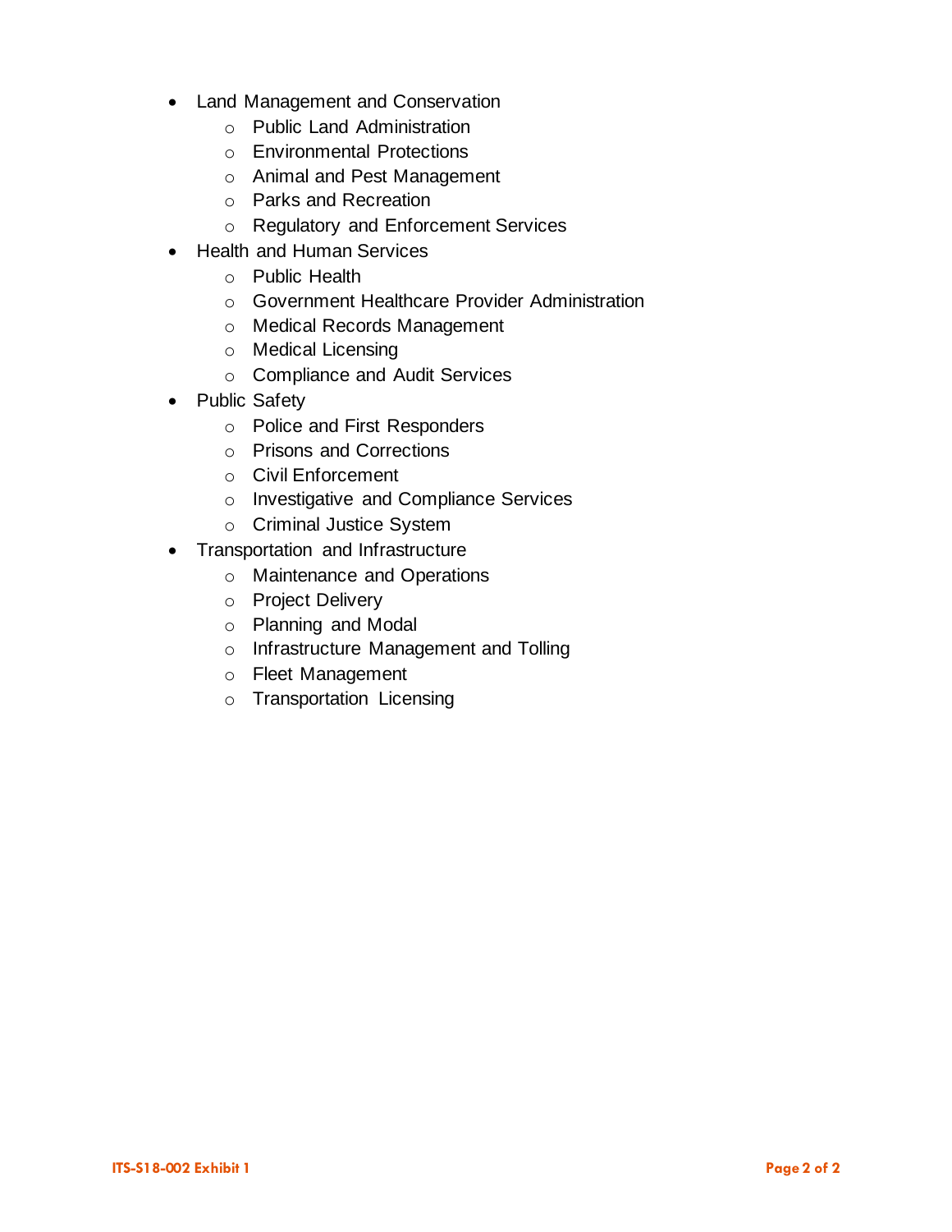- Land Management and Conservation
  - Public Land Administration
  - Environmental Protections
  - Animal and Pest Management
  - Parks and Recreation
  - Regulatory and Enforcement Services
- Health and Human Services
  - Public Health
  - Government Healthcare Provider Administration
  - Medical Records Management
  - Medical Licensing
  - Compliance and Audit Services
- Public Safety
  - Police and First Responders
  - Prisons and Corrections
  - Civil Enforcement
  - Investigative and Compliance Services
  - Criminal Justice System
- Transportation and Infrastructure
  - Maintenance and Operations
  - Project Delivery
  - Planning and Modal
  - Infrastructure Management and Tolling
  - Fleet Management
  - Transportation Licensing